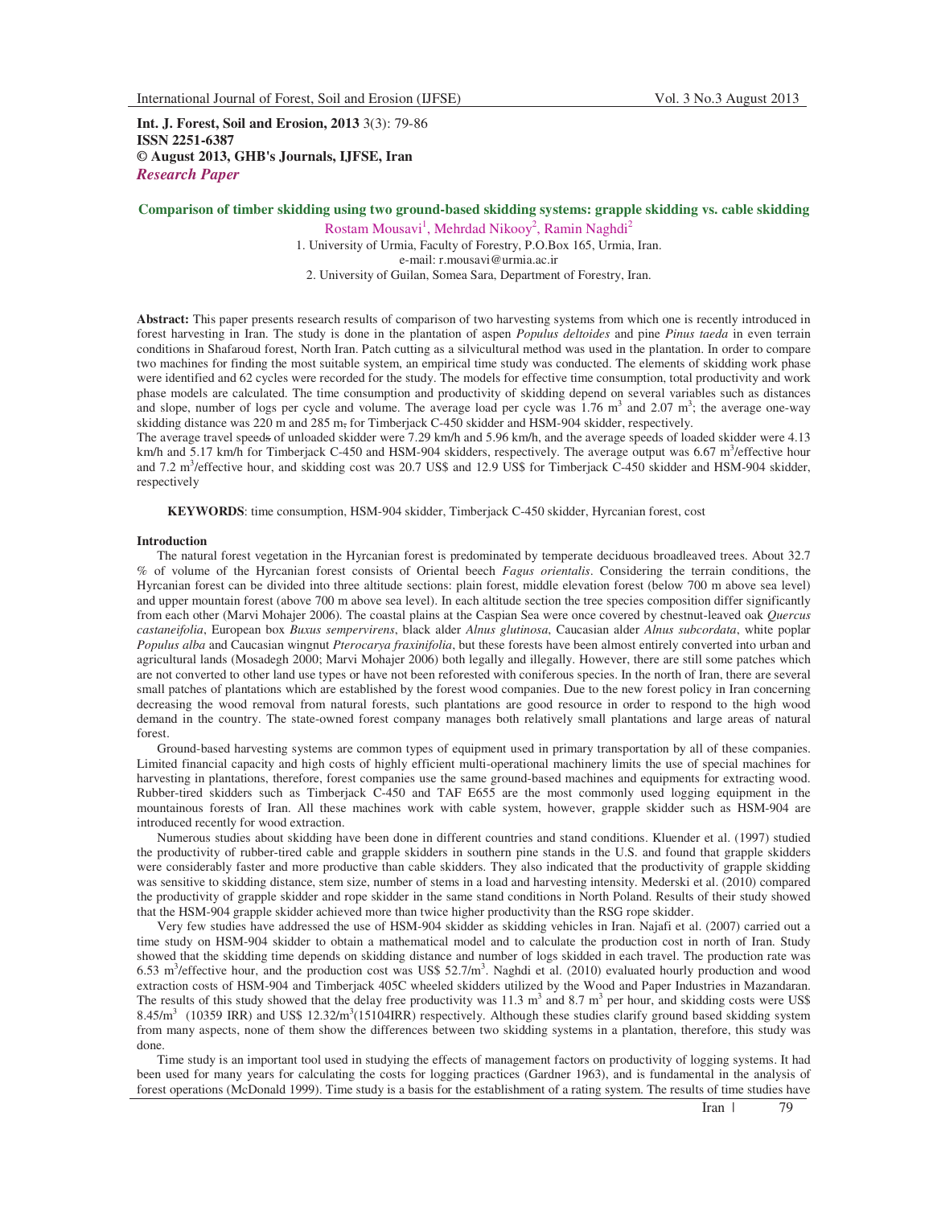**Int. J. Forest, Soil and Erosion, 2013** 3(3): 79-86
**ISSN 2251-6387**
**© August 2013, GHB's Journals, IJFSE, Iran**
***Research Paper***

# Comparison of timber skidding using two ground-based skidding systems: grapple skidding vs. cable skidding

Rostam Mousavi[1], Mehrdad Nikooy[2], Ramin Naghdi[2]

1. University of Urmia, Faculty of Forestry, P.O.Box 165, Urmia, Iran.
e-mail: r.mousavi@urmia.ac.ir
2. University of Guilan, Somea Sara, Department of Forestry, Iran.

**Abstract:** This paper presents research results of comparison of two harvesting systems from which one is recently introduced in forest harvesting in Iran. The study is done in the plantation of aspen *Populus deltoides* and pine *Pinus taeda* in even terrain conditions in Shafaroud forest, North Iran. Patch cutting as a silvicultural method was used in the plantation. In order to compare two machines for finding the most suitable system, an empirical time study was conducted. The elements of skidding work phase were identified and 62 cycles were recorded for the study. The models for effective time consumption, total productivity and work phase models are calculated. The time consumption and productivity of skidding depend on several variables such as distances and slope, number of logs per cycle and volume. The average load per cycle was 1.76 $m^3$ and 2.07 $m^3$; the average one-way skidding distance was 220 m and 285 m, for Timberjack C-450 skidder and HSM-904 skidder, respectively.
The average travel speeds of unloaded skidder were 7.29 km/h and 5.96 km/h, and the average speeds of loaded skidder were 4.13 km/h and 5.17 km/h for Timberjack C-450 and HSM-904 skidders, respectively. The average output was 6.67 $m^3$/effective hour and 7.2 $m^3$/effective hour, and skidding cost was 20.7 US$ and 12.9 US$ for Timberjack C-450 skidder and HSM-904 skidder, respectively

**KEYWORDS**: time consumption, HSM-904 skidder, Timberjack C-450 skidder, Hyrcanian forest, cost

## Introduction

The natural forest vegetation in the Hyrcanian forest is predominated by temperate deciduous broadleaved trees. About 32.7 % of volume of the Hyrcanian forest consists of Oriental beech *Fagus orientalis*. Considering the terrain conditions, the Hyrcanian forest can be divided into three altitude sections: plain forest, middle elevation forest (below 700 m above sea level) and upper mountain forest (above 700 m above sea level). In each altitude section the tree species composition differ significantly from each other (Marvi Mohajer 2006). The coastal plains at the Caspian Sea were once covered by chestnut-leaved oak *Quercus castaneifolia*, European box *Buxus sempervirens*, black alder *Alnus glutinosa*, Caucasian alder *Alnus subcordata*, white poplar *Populus alba* and Caucasian wingnut *Pterocarya fraxinifolia*, but these forests have been almost entirely converted into urban and agricultural lands (Mosadegh 2000; Marvi Mohajer 2006) both legally and illegally. However, there are still some patches which are not converted to other land use types or have not been reforested with coniferous species. In the north of Iran, there are several small patches of plantations which are established by the forest wood companies. Due to the new forest policy in Iran concerning decreasing the wood removal from natural forests, such plantations are good resource in order to respond to the high wood demand in the country. The state-owned forest company manages both relatively small plantations and large areas of natural forest.

Ground-based harvesting systems are common types of equipment used in primary transportation by all of these companies. Limited financial capacity and high costs of highly efficient multi-operational machinery limits the use of special machines for harvesting in plantations, therefore, forest companies use the same ground-based machines and equipments for extracting wood. Rubber-tired skidders such as Timberjack C-450 and TAF E655 are the most commonly used logging equipment in the mountainous forests of Iran. All these machines work with cable system, however, grapple skidder such as HSM-904 are introduced recently for wood extraction.

Numerous studies about skidding have been done in different countries and stand conditions. Kluender et al. (1997) studied the productivity of rubber-tired cable and grapple skidders in southern pine stands in the U.S. and found that grapple skidders were considerably faster and more productive than cable skidders. They also indicated that the productivity of grapple skidding was sensitive to skidding distance, stem size, number of stems in a load and harvesting intensity. Mederski et al. (2010) compared the productivity of grapple skidder and rope skidder in the same stand conditions in North Poland. Results of their study showed that the HSM-904 grapple skidder achieved more than twice higher productivity than the RSG rope skidder.

Very few studies have addressed the use of HSM-904 skidder as skidding vehicles in Iran. Najafi et al. (2007) carried out a time study on HSM-904 skidder to obtain a mathematical model and to calculate the production cost in north of Iran. Study showed that the skidding time depends on skidding distance and number of logs skidded in each travel. The production rate was 6.53 $m^3$/effective hour, and the production cost was US$ 52.7/$m^3$. Naghdi et al. (2010) evaluated hourly production and wood extraction costs of HSM-904 and Timberjack 405C wheeled skidders utilized by the Wood and Paper Industries in Mazandaran. The results of this study showed that the delay free productivity was 11.3 $m^3$ and 8.7 $m^3$ per hour, and skidding costs were US$ 8.45/$m^3$ (10359 IRR) and US$ 12.32/$m^3$(15104IRR) respectively. Although these studies clarify ground based skidding system from many aspects, none of them show the differences between two skidding systems in a plantation, therefore, this study was done.

Time study is an important tool used in studying the effects of management factors on productivity of logging systems. It had been used for many years for calculating the costs for logging practices (Gardner 1963), and is fundamental in the analysis of forest operations (McDonald 1999). Time study is a basis for the establishment of a rating system. The results of time studies have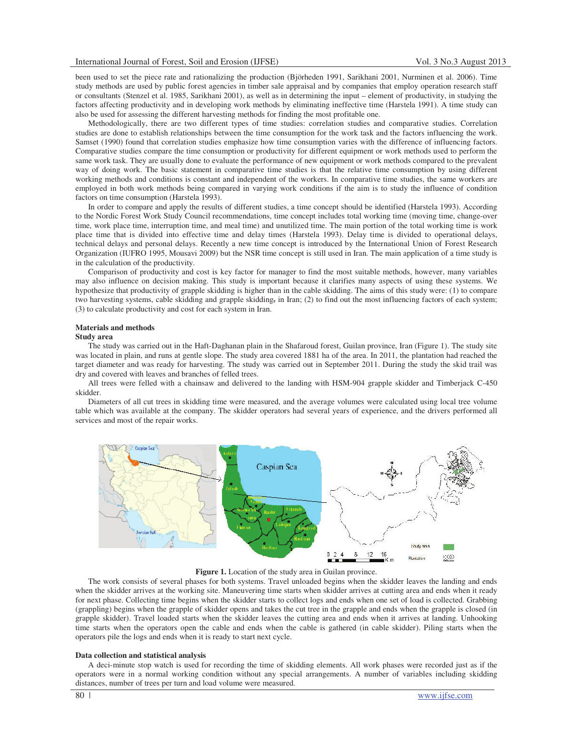been used to set the piece rate and rationalizing the production (Björheden 1991, Sarikhani 2001, Nurminen et al. 2006). Time study methods are used by public forest agencies in timber sale appraisal and by companies that employ operation research staff or consultants (Stenzel et al. 1985, Sarikhani 2001), as well as in determining the input – element of productivity, in studying the factors affecting productivity and in developing work methods by eliminating ineffective time (Harstela 1991). A time study can also be used for assessing the different harvesting methods for finding the most profitable one.

Methodologically, there are two different types of time studies: correlation studies and comparative studies. Correlation studies are done to establish relationships between the time consumption for the work task and the factors influencing the work. Samset (1990) found that correlation studies emphasize how time consumption varies with the difference of influencing factors. Comparative studies compare the time consumption or productivity for different equipment or work methods used to perform the same work task. They are usually done to evaluate the performance of new equipment or work methods compared to the prevalent way of doing work. The basic statement in comparative time studies is that the relative time consumption by using different working methods and conditions is constant and independent of the workers. In comparative time studies, the same workers are employed in both work methods being compared in varying work conditions if the aim is to study the influence of condition factors on time consumption (Harstela 1993).

In order to compare and apply the results of different studies, a time concept should be identified (Harstela 1993). According to the Nordic Forest Work Study Council recommendations, time concept includes total working time (moving time, change-over time, work place time, interruption time, and meal time) and unutilized time. The main portion of the total working time is work place time that is divided into effective time and delay times (Harstela 1993). Delay time is divided to operational delays, technical delays and personal delays. Recently a new time concept is introduced by the International Union of Forest Research Organization (IUFRO 1995, Mousavi 2009) but the NSR time concept is still used in Iran. The main application of a time study is in the calculation of the productivity.

Comparison of productivity and cost is key factor for manager to find the most suitable methods, however, many variables may also influence on decision making. This study is important because it clarifies many aspects of using these systems. We hypothesize that productivity of grapple skidding is higher than in the cable skidding. The aims of this study were: (1) to compare two harvesting systems, cable skidding and grapple skidding, in Iran; (2) to find out the most influencing factors of each system; (3) to calculate productivity and cost for each system in Iran.

## Materials and methods

### Study area

The study was carried out in the Haft-Daghanan plain in the Shafaroud forest, Guilan province, Iran (Figure 1). The study site was located in plain, and runs at gentle slope. The study area covered 1881 ha of the area. In 2011, the plantation had reached the target diameter and was ready for harvesting. The study was carried out in September 2011. During the study the skid trail was dry and covered with leaves and branches of felled trees.

All trees were felled with a chainsaw and delivered to the landing with HSM-904 grapple skidder and Timberjack C-450 skidder.

Diameters of all cut trees in skidding time were measured, and the average volumes were calculated using local tree volume table which was available at the company. The skidder operators had several years of experience, and the drivers performed all services and most of the repair works.

**Figure 1.** Location of the study area in Guilan province.

The work consists of several phases for both systems. Travel unloaded begins when the skidder leaves the landing and ends when the skidder arrives at the working site. Maneuvering time starts when skidder arrives at cutting area and ends when it ready for next phase. Collecting time begins when the skidder starts to collect logs and ends when one set of load is collected. Grabbing (grappling) begins when the grapple of skidder opens and takes the cut tree in the grapple and ends when the grapple is closed (in grapple skidder). Travel loaded starts when the skidder leaves the cutting area and ends when it arrives at landing. Unhooking time starts when the operators open the cable and ends when the cable is gathered (in cable skidder). Piling starts when the operators pile the logs and ends when it is ready to start next cycle.

### Data collection and statistical analysis

A deci-minute stop watch is used for recording the time of skidding elements. All work phases were recorded just as if the operators were in a normal working condition without any special arrangements. A number of variables including skidding distances, number of trees per turn and load volume were measured.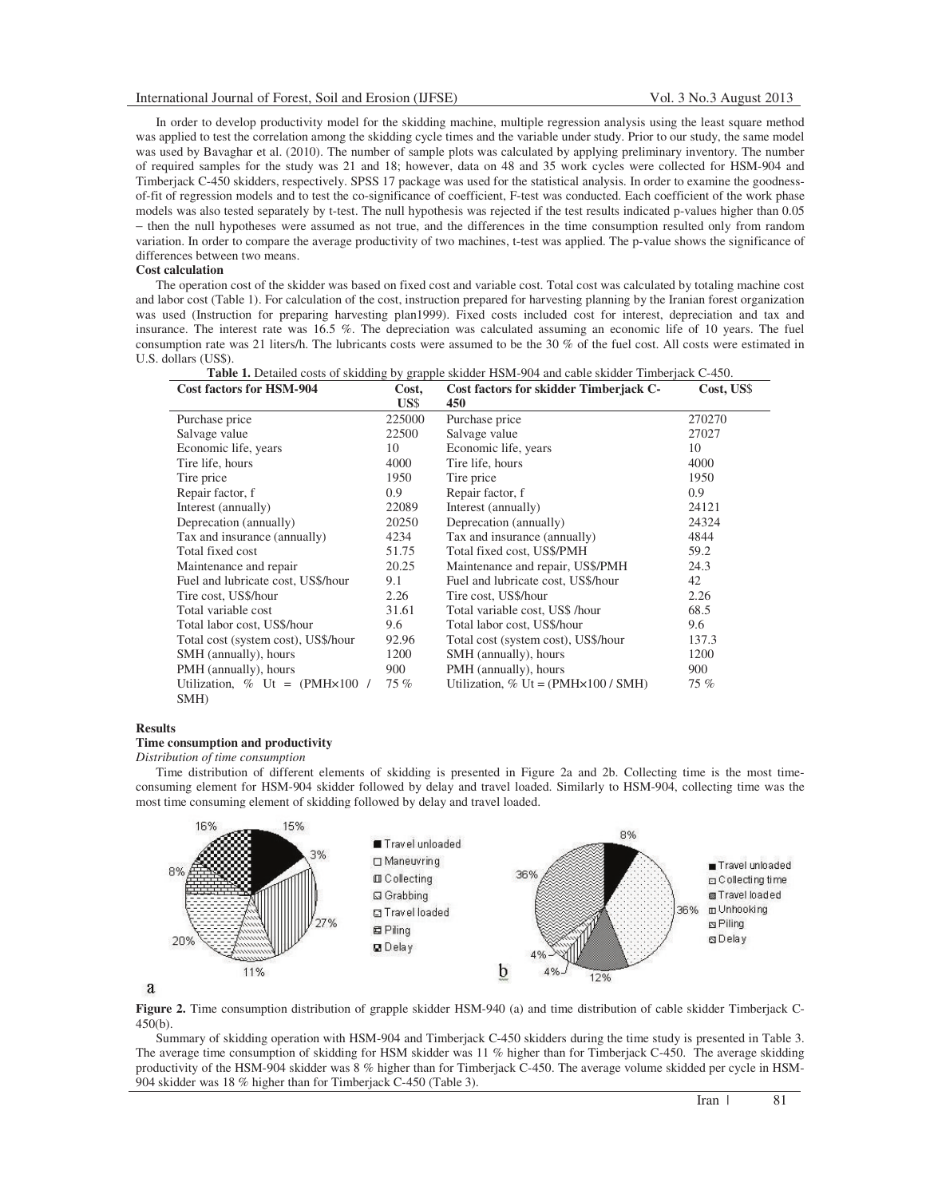In order to develop productivity model for the skidding machine, multiple regression analysis using the least square method was applied to test the correlation among the skidding cycle times and the variable under study. Prior to our study, the same model was used by Bavaghar et al. (2010). The number of sample plots was calculated by applying preliminary inventory. The number of required samples for the study was 21 and 18; however, data on 48 and 35 work cycles were collected for HSM-904 and Timberjack C-450 skidders, respectively. SPSS 17 package was used for the statistical analysis. In order to examine the goodness-of-fit of regression models and to test the co-significance of coefficient, F-test was conducted. Each coefficient of the work phase models was also tested separately by t-test. The null hypothesis was rejected if the test results indicated p-values higher than 0.05 – then the null hypotheses were assumed as not true, and the differences in the time consumption resulted only from random variation. In order to compare the average productivity of two machines, t-test was applied. The p-value shows the significance of differences between two means.

**Cost calculation**

The operation cost of the skidder was based on fixed cost and variable cost. Total cost was calculated by totaling machine cost and labor cost (Table 1). For calculation of the cost, instruction prepared for harvesting planning by the Iranian forest organization was used (Instruction for preparing harvesting plan1999). Fixed costs included cost for interest, depreciation and tax and insurance. The interest rate was 16.5 %. The depreciation was calculated assuming an economic life of 10 years. The fuel consumption rate was 21 liters/h. The lubricants costs were assumed to be the 30 % of the fuel cost. All costs were estimated in U.S. dollars (US$).

**Table 1.** Detailed costs of skidding by grapple skidder HSM-904 and cable skidder Timberjack C-450.

| Cost factors for HSM-904 | Cost, US$ | Cost factors for skidder Timberjack C-450 | Cost, US$ |
|---|---|---|---|
| Purchase price | 225000 | Purchase price | 270270 |
| Salvage value | 22500 | Salvage value | 27027 |
| Economic life, years | 10 | Economic life, years | 10 |
| Tire life, hours | 4000 | Tire life, hours | 4000 |
| Tire price | 1950 | Tire price | 1950 |
| Repair factor, f | 0.9 | Repair factor, f | 0.9 |
| Interest (annually) | 22089 | Interest (annually) | 24121 |
| Deprecation (annually) | 20250 | Deprecation (annually) | 24324 |
| Tax and insurance (annually) | 4234 | Tax and insurance (annually) | 4844 |
| Total fixed cost | 51.75 | Total fixed cost, US$/PMH | 59.2 |
| Maintenance and repair | 20.25 | Maintenance and repair, US$/PMH | 24.3 |
| Fuel and lubricate cost, US$/hour | 9.1 | Fuel and lubricate cost, US$/hour | 42 |
| Tire cost, US$/hour | 2.26 | Tire cost, US$/hour | 2.26 |
| Total variable cost | 31.61 | Total variable cost, US$ /hour | 68.5 |
| Total labor cost, US$/hour | 9.6 | Total labor cost, US$/hour | 9.6 |
| Total cost (system cost), US$/hour | 92.96 | Total cost (system cost), US$/hour | 137.3 |
| SMH (annually), hours | 1200 | SMH (annually), hours | 1200 |
| PMH (annually), hours | 900 | PMH (annually), hours | 900 |
| Utilization, % Ut = (PMH×100 / SMH) | 75 % | Utilization, % Ut = (PMH×100 / SMH) | 75 % |

**Results**

**Time consumption and productivity**

*Distribution of time consumption*

Time distribution of different elements of skidding is presented in Figure 2a and 2b. Collecting time is the most time-consuming element for HSM-904 skidder followed by delay and travel loaded. Similarly to HSM-904, collecting time was the most time consuming element of skidding followed by delay and travel loaded.

**Figure 2.** Time consumption distribution of grapple skidder HSM-940 (a) and time distribution of cable skidder Timberjack C-450(b).

Summary of skidding operation with HSM-904 and Timberjack C-450 skidders during the time study is presented in Table 3. The average time consumption of skidding for HSM skidder was 11 % higher than for Timberjack C-450. The average skidding productivity of the HSM-904 skidder was 8 % higher than for Timberjack C-450. The average volume skidded per cycle in HSM-904 skidder was 18 % higher than for Timberjack C-450 (Table 3).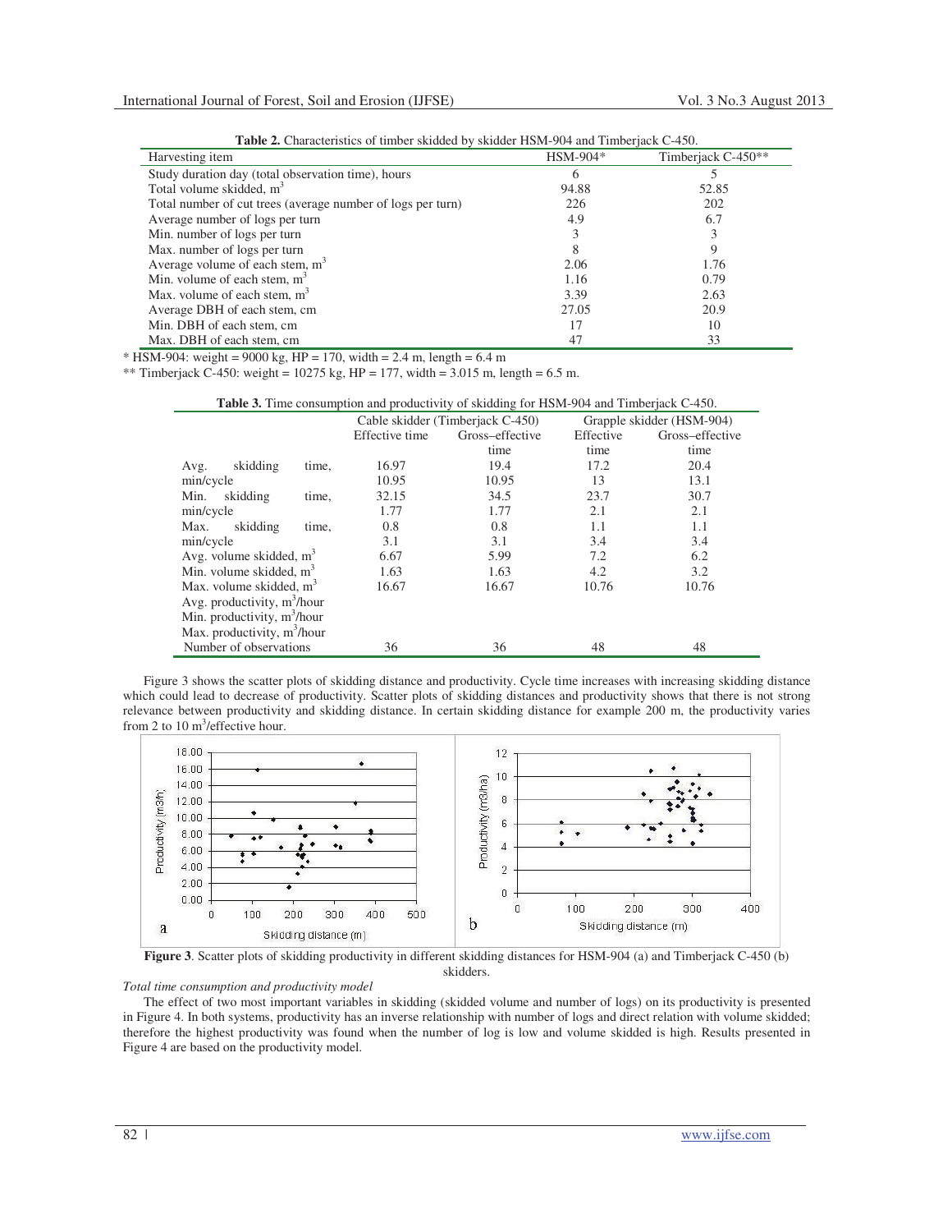**Table 2.** Characteristics of timber skidded by skidder HSM-904 and Timberjack C-450.

| Harvesting item | HSM-904* | Timberjack C-450** |
|---|---|---|
| Study duration day (total observation time), hours | 6 | 5 |
| Total volume skidded, m$^3$ | 94.88 | 52.85 |
| Total number of cut trees (average number of logs per turn) | 226 | 202 |
| Average number of logs per turn | 4.9 | 6.7 |
| Min. number of logs per turn | 3 | 3 |
| Max. number of logs per turn | 8 | 9 |
| Average volume of each stem, m$^3$ | 2.06 | 1.76 |
| Min. volume of each stem, m$^3$ | 1.16 | 0.79 |
| Max. volume of each stem, m$^3$ | 3.39 | 2.63 |
| Average DBH of each stem, cm | 27.05 | 20.9 |
| Min. DBH of each stem, cm | 17 | 10 |
| Max. DBH of each stem, cm | 47 | 33 |

* HSM-904: weight = 9000 kg, HP = 170, width = 2.4 m, length = 6.4 m

** Timberjack C-450: weight = 10275 kg, HP = 177, width = 3.015 m, length = 6.5 m.

**Table 3.** Time consumption and productivity of skidding for HSM-904 and Timberjack C-450.

| | Cable skidder (Timberjack C-450) | | Grapple skidder (HSM-904) | |
|---|---|---|---|---|
| | Effective time | Gross–effective time | Effective time | Gross–effective time |
| Avg. skidding time, | 16.97 | 19.4 | 17.2 | 20.4 |
| min/cycle | 10.95 | 10.95 | 13 | 13.1 |
| Min. skidding time, | 32.15 | 34.5 | 23.7 | 30.7 |
| min/cycle | 1.77 | 1.77 | 2.1 | 2.1 |
| Max. skidding time, | 0.8 | 0.8 | 1.1 | 1.1 |
| min/cycle | 3.1 | 3.1 | 3.4 | 3.4 |
| Avg. volume skidded, m$^3$ | 6.67 | 5.99 | 7.2 | 6.2 |
| Min. volume skidded, m$^3$ | 1.63 | 1.63 | 4.2 | 3.2 |
| Max. volume skidded, m$^3$ | 16.67 | 16.67 | 10.76 | 10.76 |
| Avg. productivity, m$^3$/hour | | | | |
| Min. productivity, m$^3$/hour | | | | |
| Max. productivity, m$^3$/hour | | | | |
| Number of observations | 36 | 36 | 48 | 48 |

Figure 3 shows the scatter plots of skidding distance and productivity. Cycle time increases with increasing skidding distance which could lead to decrease of productivity. Scatter plots of skidding distances and productivity shows that there is not strong relevance between productivity and skidding distance. In certain skidding distance for example 200 m, the productivity varies from 2 to 10 m$^3$/effective hour.

**Figure 3**. Scatter plots of skidding productivity in different skidding distances for HSM-904 (a) and Timberjack C-450 (b) skidders.

*Total time consumption and productivity model*

The effect of two most important variables in skidding (skidded volume and number of logs) on its productivity is presented in Figure 4. In both systems, productivity has an inverse relationship with number of logs and direct relation with volume skidded; therefore the highest productivity was found when the number of log is low and volume skidded is high. Results presented in Figure 4 are based on the productivity model.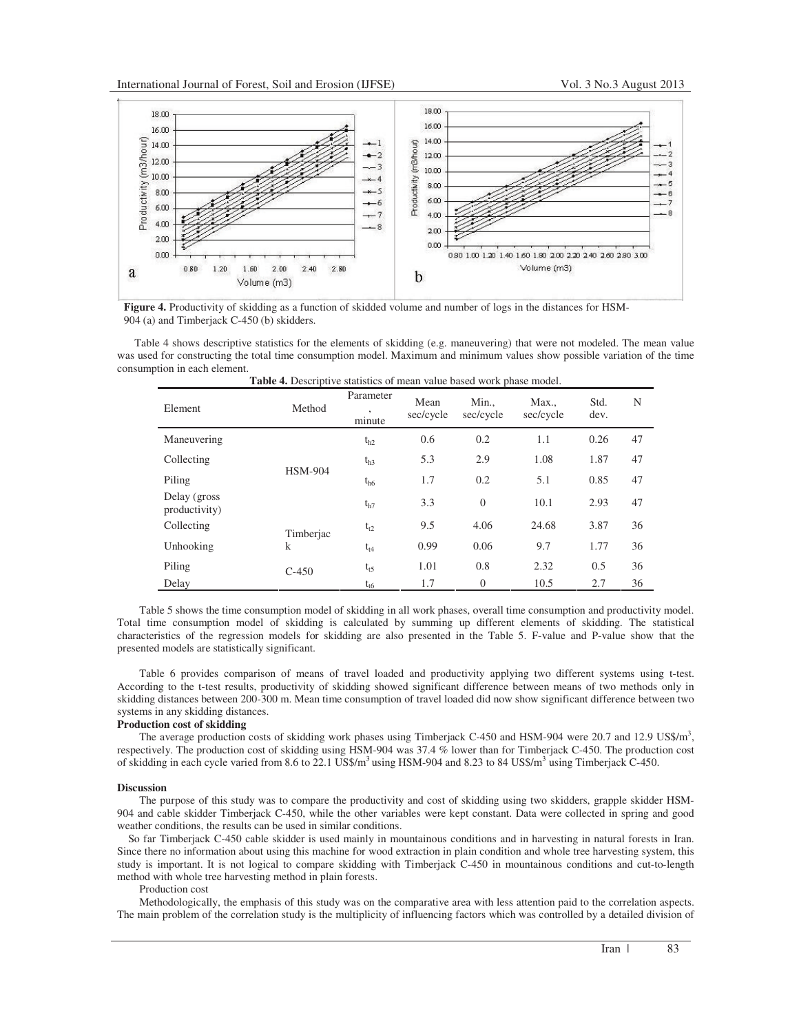**Figure 4.** Productivity of skidding as a function of skidded volume and number of logs in the distances for HSM-904 (a) and Timberjack C-450 (b) skidders.

Table 4 shows descriptive statistics for the elements of skidding (e.g. maneuvering) that were not modeled. The mean value was used for constructing the total time consumption model. Maximum and minimum values show possible variation of the time consumption in each element.

**Table 4.** Descriptive statistics of mean value based work phase model.

| Element | Method | Parameter, minute | Mean sec/cycle | Min., sec/cycle | Max., sec/cycle | Std. dev. | N |
|---|---|---|---|---|---|---|---|
| Maneuvering | HSM-904 | $t_{h2}$ | 0.6 | 0.2 | 1.1 | 0.26 | 47 |
| Collecting | | $t_{h3}$ | 5.3 | 2.9 | 1.08 | 1.87 | 47 |
| Piling | | $t_{h6}$ | 1.7 | 0.2 | 5.1 | 0.85 | 47 |
| Delay (gross productivity) | | $t_{h7}$ | 3.3 | 0 | 10.1 | 2.93 | 47 |
| Collecting | Timberjack C-450 | $t_{t2}$ | 9.5 | 4.06 | 24.68 | 3.87 | 36 |
| Unhooking | | $t_{t4}$ | 0.99 | 0.06 | 9.7 | 1.77 | 36 |
| Piling | | $t_{t5}$ | 1.01 | 0.8 | 2.32 | 0.5 | 36 |
| Delay | | $t_{t6}$ | 1.7 | 0 | 10.5 | 2.7 | 36 |

Table 5 shows the time consumption model of skidding in all work phases, overall time consumption and productivity model. Total time consumption model of skidding is calculated by summing up different elements of skidding. The statistical characteristics of the regression models for skidding are also presented in the Table 5. F-value and P-value show that the presented models are statistically significant.

Table 6 provides comparison of means of travel loaded and productivity applying two different systems using t-test. According to the t-test results, productivity of skidding showed significant difference between means of two methods only in skidding distances between 200-300 m. Mean time consumption of travel loaded did now show significant difference between two systems in any skidding distances.

**Production cost of skidding**

The average production costs of skidding work phases using Timberjack C-450 and HSM-904 were 20.7 and 12.9 US$/m$^3$, respectively. The production cost of skidding using HSM-904 was 37.4 % lower than for Timberjack C-450. The production cost of skidding in each cycle varied from 8.6 to 22.1 US$/m$^3$ using HSM-904 and 8.23 to 84 US$/m$^3$ using Timberjack C-450.

**Discussion**

The purpose of this study was to compare the productivity and cost of skidding using two skidders, grapple skidder HSM-904 and cable skidder Timberjack C-450, while the other variables were kept constant. Data were collected in spring and good weather conditions, the results can be used in similar conditions.

So far Timberjack C-450 cable skidder is used mainly in mountainous conditions and in harvesting in natural forests in Iran. Since there no information about using this machine for wood extraction in plain condition and whole tree harvesting system, this study is important. It is not logical to compare skidding with Timberjack C-450 in mountainous conditions and cut-to-length method with whole tree harvesting method in plain forests.

Production cost

Methodologically, the emphasis of this study was on the comparative area with less attention paid to the correlation aspects. The main problem of the correlation study is the multiplicity of influencing factors which was controlled by a detailed division of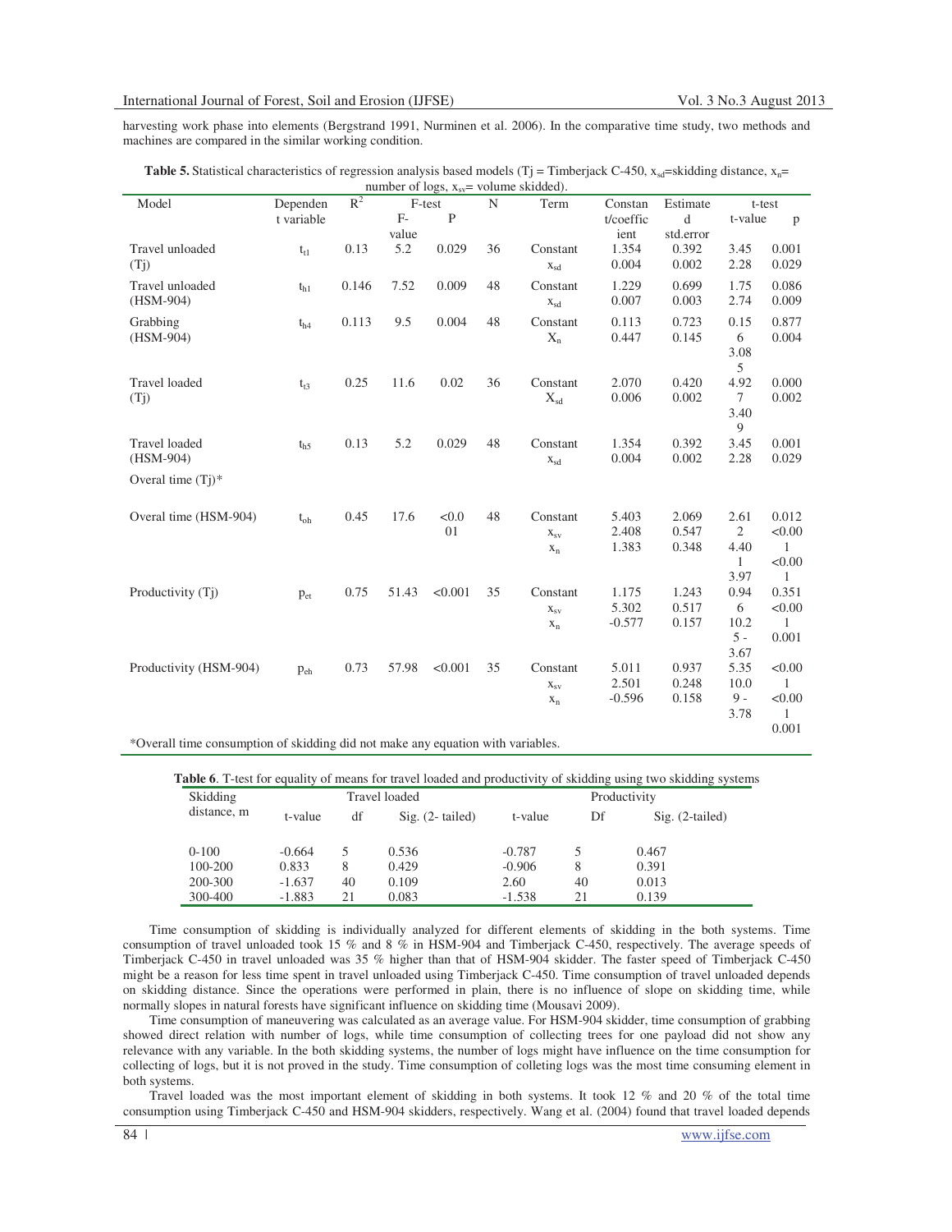harvesting work phase into elements (Bergstrand 1991, Nurminen et al. 2006). In the comparative time study, two methods and machines are compared in the similar working condition.

**Table 5.** Statistical characteristics of regression analysis based models (Tj = Timberjack C-450, $x_{sd}$=skidding distance, $x_n$= number of logs, $x_{sv}$= volume skidded).

| Model | Dependent variable | $R^2$ | F-test F-value | F-test P | N | Term | Constant/coefficient | Estimated std.error | t-test t-value | t-test p |
|---|---|---|---|---|---|---|---|---|---|---|
| Travel unloaded (Tj) | $t_{t1}$ | 0.13 | 5.2 | 0.029 | 36 | Constant | 1.354 | 0.392 | 3.45 | 0.001 |
| | | | | | | $x_{sd}$ | 0.004 | 0.002 | 2.28 | 0.029 |
| Travel unloaded (HSM-904) | $t_{h1}$ | 0.146 | 7.52 | 0.009 | 48 | Constant | 1.229 | 0.699 | 1.75 | 0.086 |
| | | | | | | $x_{sd}$ | 0.007 | 0.003 | 2.74 | 0.009 |
| Grabbing (HSM-904) | $t_{h4}$ | 0.113 | 9.5 | 0.004 | 48 | Constant | 0.113 | 0.723 | 0.156 | 0.877 |
| | | | | | | $X_n$ | 0.447 | 0.145 | 3.085 | 0.004 |
| Travel loaded (Tj) | $t_{t3}$ | 0.25 | 11.6 | 0.02 | 36 | Constant | 2.070 | 0.420 | 4.927 | 0.000 |
| | | | | | | $X_{sd}$ | 0.006 | 0.002 | 3.409 | 0.002 |
| Travel loaded (HSM-904) | $t_{h5}$ | 0.13 | 5.2 | 0.029 | 48 | Constant | 1.354 | 0.392 | 3.45 | 0.001 |
| | | | | | | $x_{sd}$ | 0.004 | 0.002 | 2.28 | 0.029 |
| Overal time (Tj)* | | | | | | | | | | |
| Overal time (HSM-904) | $t_{oh}$ | 0.45 | 17.6 | <0.001 | 48 | Constant | 5.403 | 2.069 | 2.612 | 0.012 |
| | | | | | | $x_{sv}$ | 2.408 | 0.547 | 4.401 | <0.001 |
| | | | | | | $x_n$ | 1.383 | 0.348 | 3.97 | <0.001 |
| Productivity (Tj) | $p_{et}$ | 0.75 | 51.43 | <0.001 | 35 | Constant | 1.175 | 1.243 | 0.946 | 0.351 |
| | | | | | | $x_{sv}$ | 5.302 | 0.517 | 10.25 | <0.001 |
| | | | | | | $x_n$ | -0.577 | 0.157 | -3.67 | 0.001 |
| Productivity (HSM-904) | $p_{eh}$ | 0.73 | 57.98 | <0.001 | 35 | Constant | 5.011 | 0.937 | 5.35 | <0.001 |
| | | | | | | $x_{sv}$ | 2.501 | 0.248 | 10.09 | <0.001 |
| | | | | | | $x_n$ | -0.596 | 0.158 | -3.78 | 0.001 |

*Overall time consumption of skidding did not make any equation with variables.

**Table 6**. T-test for equality of means for travel loaded and productivity of skidding using two skidding systems

| Skidding distance, m | Travel loaded t-value | Travel loaded df | Travel loaded Sig. (2- tailed) | Productivity t-value | Productivity Df | Productivity Sig. (2-tailed) |
|---|---|---|---|---|---|---|
| 0-100 | -0.664 | 5 | 0.536 | -0.787 | 5 | 0.467 |
| 100-200 | 0.833 | 8 | 0.429 | -0.906 | 8 | 0.391 |
| 200-300 | -1.637 | 40 | 0.109 | 2.60 | 40 | 0.013 |
| 300-400 | -1.883 | 21 | 0.083 | -1.538 | 21 | 0.139 |

Time consumption of skidding is individually analyzed for different elements of skidding in the both systems. Time consumption of travel unloaded took 15 % and 8 % in HSM-904 and Timberjack C-450, respectively. The average speeds of Timberjack C-450 in travel unloaded was 35 % higher than that of HSM-904 skidder. The faster speed of Timberjack C-450 might be a reason for less time spent in travel unloaded using Timberjack C-450. Time consumption of travel unloaded depends on skidding distance. Since the operations were performed in plain, there is no influence of slope on skidding time, while normally slopes in natural forests have significant influence on skidding time (Mousavi 2009).

Time consumption of maneuvering was calculated as an average value. For HSM-904 skidder, time consumption of grabbing showed direct relation with number of logs, while time consumption of collecting trees for one payload did not show any relevance with any variable. In the both skidding systems, the number of logs might have influence on the time consumption for collecting of logs, but it is not proved in the study. Time consumption of colleting logs was the most time consuming element in both systems.

Travel loaded was the most important element of skidding in both systems. It took 12 % and 20 % of the total time consumption using Timberjack C-450 and HSM-904 skidders, respectively. Wang et al. (2004) found that travel loaded depends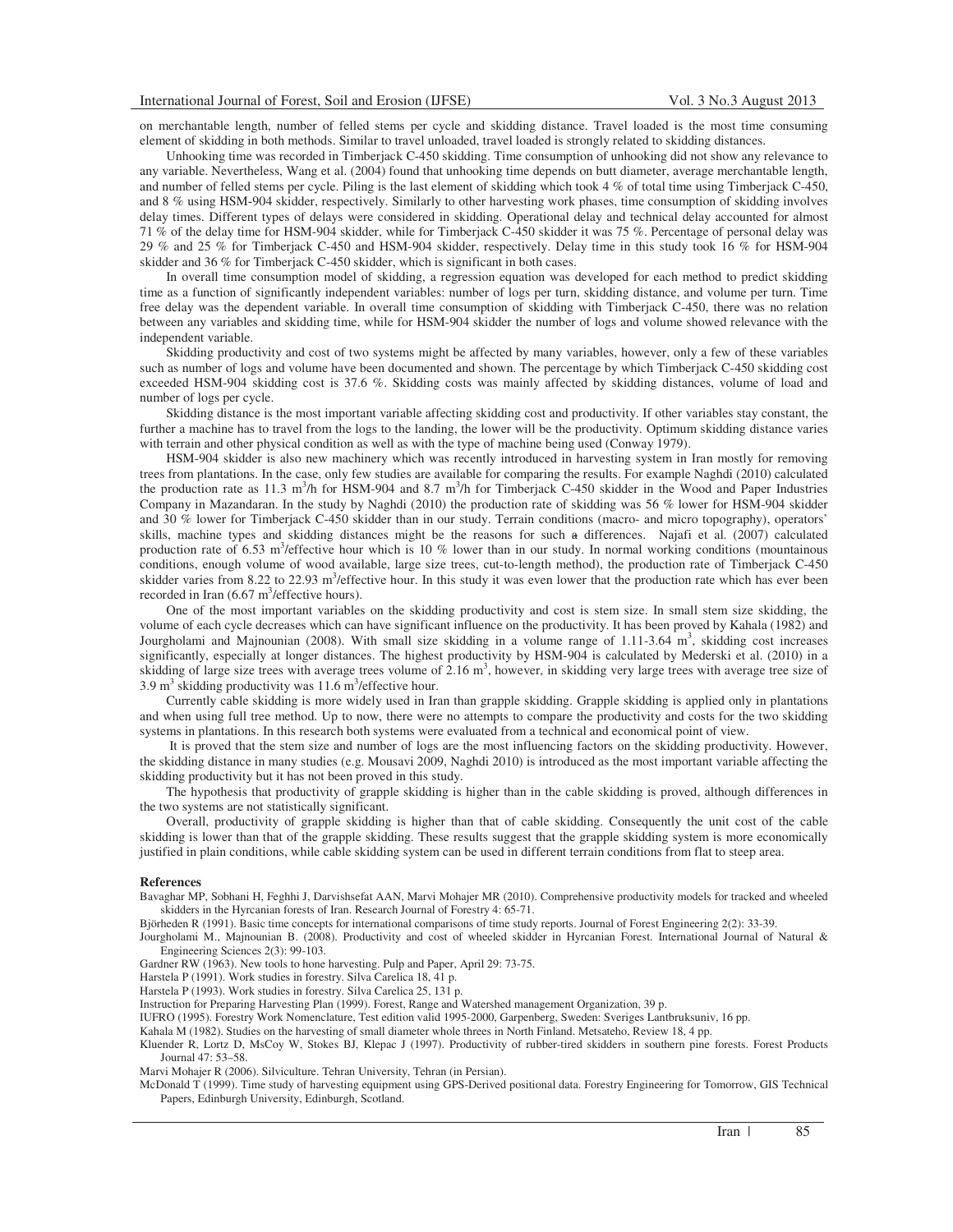on merchantable length, number of felled stems per cycle and skidding distance. Travel loaded is the most time consuming element of skidding in both methods. Similar to travel unloaded, travel loaded is strongly related to skidding distances.

Unhooking time was recorded in Timberjack C-450 skidding. Time consumption of unhooking did not show any relevance to any variable. Nevertheless, Wang et al. (2004) found that unhooking time depends on butt diameter, average merchantable length, and number of felled stems per cycle. Piling is the last element of skidding which took 4 % of total time using Timberjack C-450, and 8 % using HSM-904 skidder, respectively. Similarly to other harvesting work phases, time consumption of skidding involves delay times. Different types of delays were considered in skidding. Operational delay and technical delay accounted for almost 71 % of the delay time for HSM-904 skidder, while for Timberjack C-450 skidder it was 75 %. Percentage of personal delay was 29 % and 25 % for Timberjack C-450 and HSM-904 skidder, respectively. Delay time in this study took 16 % for HSM-904 skidder and 36 % for Timberjack C-450 skidder, which is significant in both cases.

In overall time consumption model of skidding, a regression equation was developed for each method to predict skidding time as a function of significantly independent variables: number of logs per turn, skidding distance, and volume per turn. Time free delay was the dependent variable. In overall time consumption of skidding with Timberjack C-450, there was no relation between any variables and skidding time, while for HSM-904 skidder the number of logs and volume showed relevance with the independent variable.

Skidding productivity and cost of two systems might be affected by many variables, however, only a few of these variables such as number of logs and volume have been documented and shown. The percentage by which Timberjack C-450 skidding cost exceeded HSM-904 skidding cost is 37.6 %. Skidding costs was mainly affected by skidding distances, volume of load and number of logs per cycle.

Skidding distance is the most important variable affecting skidding cost and productivity. If other variables stay constant, the further a machine has to travel from the logs to the landing, the lower will be the productivity. Optimum skidding distance varies with terrain and other physical condition as well as with the type of machine being used (Conway 1979).

HSM-904 skidder is also new machinery which was recently introduced in harvesting system in Iran mostly for removing trees from plantations. In the case, only few studies are available for comparing the results. For example Naghdi (2010) calculated the production rate as 11.3 $m^3$/h for HSM-904 and 8.7 $m^3$/h for Timberjack C-450 skidder in the Wood and Paper Industries Company in Mazandaran. In the study by Naghdi (2010) the production rate of skidding was 56 % lower for HSM-904 skidder and 30 % lower for Timberjack C-450 skidder than in our study. Terrain conditions (macro- and micro topography), operators' skills, machine types and skidding distances might be the reasons for such a differences. Najafi et al. (2007) calculated production rate of 6.53 $m^3$/effective hour which is 10 % lower than in our study. In normal working conditions (mountainous conditions, enough volume of wood available, large size trees, cut-to-length method), the production rate of Timberjack C-450 skidder varies from 8.22 to 22.93 $m^3$/effective hour. In this study it was even lower that the production rate which has ever been recorded in Iran (6.67 $m^3$/effective hours).

One of the most important variables on the skidding productivity and cost is stem size. In small stem size skidding, the volume of each cycle decreases which can have significant influence on the productivity. It has been proved by Kahala (1982) and Jourgholami and Majnounian (2008). With small size skidding in a volume range of 1.11-3.64 $m^3$, skidding cost increases significantly, especially at longer distances. The highest productivity by HSM-904 is calculated by Mederski et al. (2010) in a skidding of large size trees with average trees volume of 2.16 $m^3$, however, in skidding very large trees with average tree size of 3.9 $m^3$ skidding productivity was 11.6 $m^3$/effective hour.

Currently cable skidding is more widely used in Iran than grapple skidding. Grapple skidding is applied only in plantations and when using full tree method. Up to now, there were no attempts to compare the productivity and costs for the two skidding systems in plantations. In this research both systems were evaluated from a technical and economical point of view.

It is proved that the stem size and number of logs are the most influencing factors on the skidding productivity. However, the skidding distance in many studies (e.g. Mousavi 2009, Naghdi 2010) is introduced as the most important variable affecting the skidding productivity but it has not been proved in this study.

The hypothesis that productivity of grapple skidding is higher than in the cable skidding is proved, although differences in the two systems are not statistically significant.

Overall, productivity of grapple skidding is higher than that of cable skidding. Consequently the unit cost of the cable skidding is lower than that of the grapple skidding. These results suggest that the grapple skidding system is more economically justified in plain conditions, while cable skidding system can be used in different terrain conditions from flat to steep area.

## References

Bavaghar MP, Sobhani H, Feghhi J, Darvishsefat AAN, Marvi Mohajer MR (2010). Comprehensive productivity models for tracked and wheeled skidders in the Hyrcanian forests of Iran. Research Journal of Forestry 4: 65-71.

Björheden R (1991). Basic time concepts for international comparisons of time study reports. Journal of Forest Engineering 2(2): 33-39.

Jourgholami M., Majnounian B. (2008). Productivity and cost of wheeled skidder in Hyrcanian Forest. International Journal of Natural & Engineering Sciences 2(3): 99-103.

Gardner RW (1963). New tools to hone harvesting. Pulp and Paper, April 29: 73-75.

Harstela P (1991). Work studies in forestry. Silva Carelica 18, 41 p.

Harstela P (1993). Work studies in forestry. Silva Carelica 25, 131 p.

Instruction for Preparing Harvesting Plan (1999). Forest, Range and Watershed management Organization, 39 p.

IUFRO (1995). Forestry Work Nomenclature, Test edition valid 1995-2000, Garpenberg, Sweden: Sveriges Lantbruksuniv, 16 pp.

Kahala M (1982). Studies on the harvesting of small diameter whole threes in North Finland. Metsateho, Review 18, 4 pp.

Kluender R, Lortz D, MsCoy W, Stokes BJ, Klepac J (1997). Productivity of rubber-tired skidders in southern pine forests. Forest Products Journal 47: 53–58.

Marvi Mohajer R (2006). Silviculture. Tehran University, Tehran (in Persian).

McDonald T (1999). Time study of harvesting equipment using GPS-Derived positional data. Forestry Engineering for Tomorrow, GIS Technical Papers, Edinburgh University, Edinburgh, Scotland.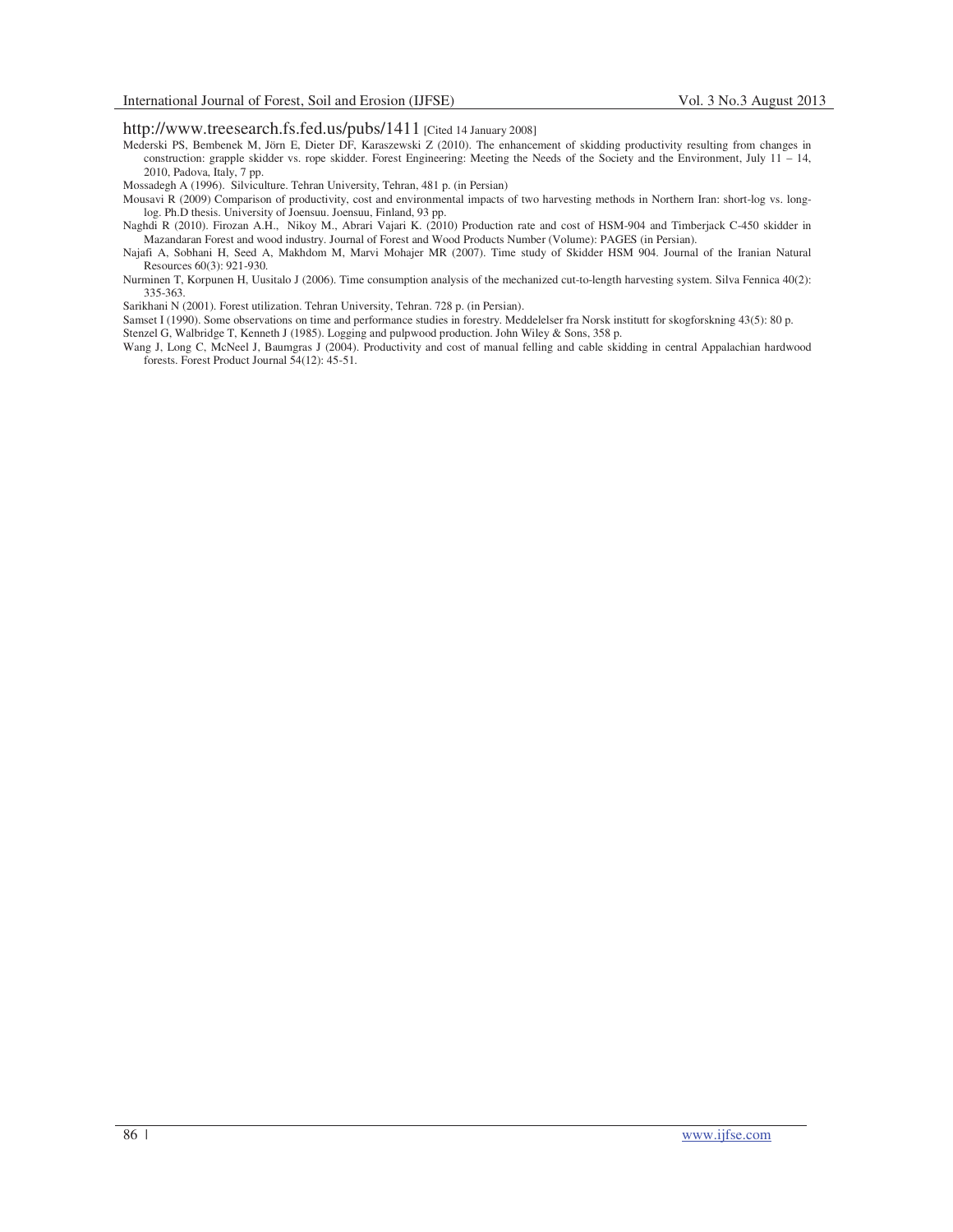http://www.treesearch.fs.fed.us/pubs/1411 [Cited 14 January 2008]

Mederski PS, Bembenek M, Jörn E, Dieter DF, Karaszewski Z (2010). The enhancement of skidding productivity resulting from changes in construction: grapple skidder vs. rope skidder. Forest Engineering: Meeting the Needs of the Society and the Environment, July 11 – 14, 2010, Padova, Italy, 7 pp.

Mossadegh A (1996). Silviculture. Tehran University, Tehran, 481 p. (in Persian)

Mousavi R (2009) Comparison of productivity, cost and environmental impacts of two harvesting methods in Northern Iran: short-log vs. long-log. Ph.D thesis. University of Joensuu. Joensuu, Finland, 93 pp.

Naghdi R (2010). Firozan A.H., Nikoy M., Abrari Vajari K. (2010) Production rate and cost of HSM-904 and Timberjack C-450 skidder in Mazandaran Forest and wood industry. Journal of Forest and Wood Products Number (Volume): PAGES (in Persian).

Najafi A, Sobhani H, Seed A, Makhdom M, Marvi Mohajer MR (2007). Time study of Skidder HSM 904. Journal of the Iranian Natural Resources 60(3): 921-930.

Nurminen T, Korpunen H, Uusitalo J (2006). Time consumption analysis of the mechanized cut-to-length harvesting system. Silva Fennica 40(2): 335-363.

Sarikhani N (2001). Forest utilization. Tehran University, Tehran. 728 p. (in Persian).

Samset I (1990). Some observations on time and performance studies in forestry. Meddelelser fra Norsk institutt for skogforskning 43(5): 80 p.

Stenzel G, Walbridge T, Kenneth J (1985). Logging and pulpwood production. John Wiley & Sons, 358 p.

Wang J, Long C, McNeel J, Baumgras J (2004). Productivity and cost of manual felling and cable skidding in central Appalachian hardwood forests. Forest Product Journal 54(12): 45-51.